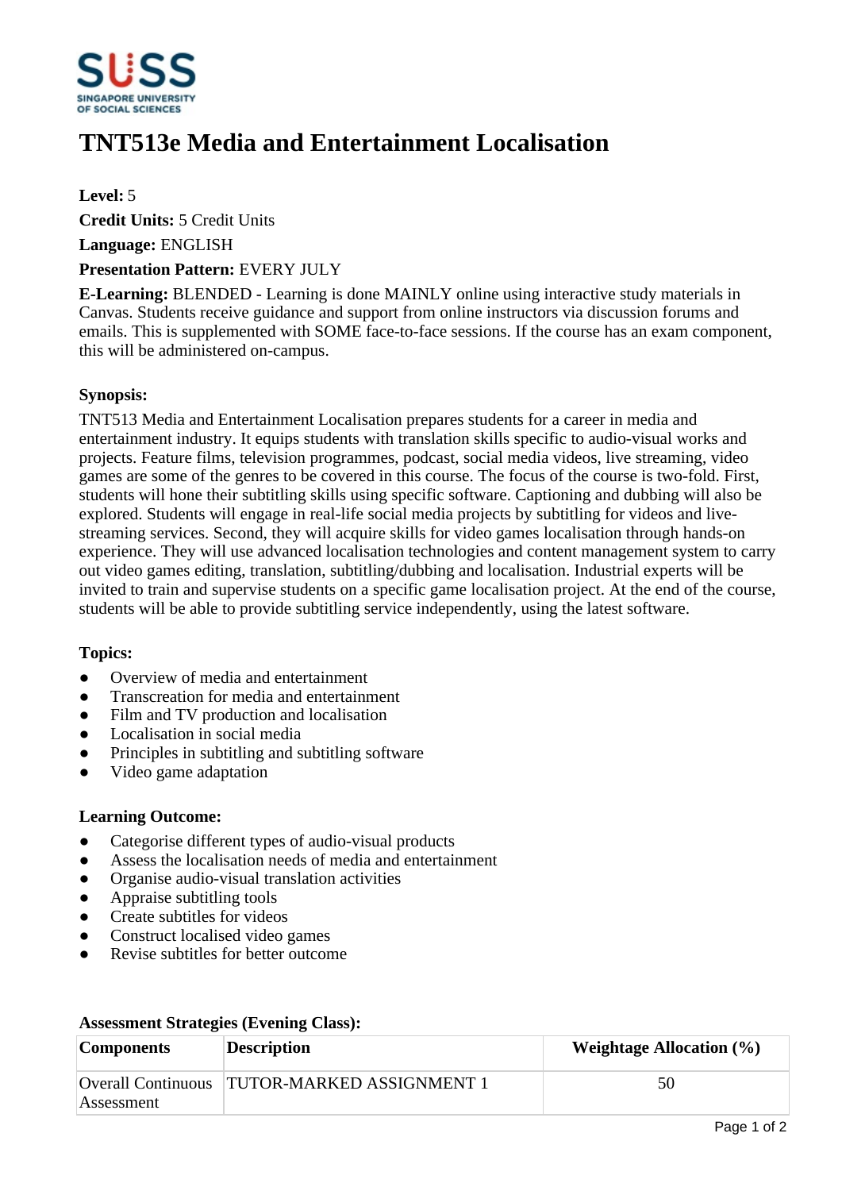# TNT513e Media and Entertainment Localisation

**Level:** 5

**Credit Units:** 5 Credit Units

**Language:** ENGLISH

**Presentation Pattern:** EVERY JULY

**E-Learning:** BLENDED - Learning is done MAINLY online using interactive study materials in Canvas. Students receive guidance and support from online instructors via discussion forums and emails. This is supplemented with SOME face-to-face sessions. If the course has an exam component, this will be administered on-campus.

### Synopsis:

TNT513 Media and Entertainment Localisation prepares students for a career in media and entertainment industry. It equips students with translation skills specific to audio-visual works and projects. Feature films, television programmes, podcast, social media videos, live streaming, video games are some of the genres to be covered in this course. The focus of the course is two-fold. First, students will hone their subtitling skills using specific software. Captioning and dubbing will also be explored. Students will engage in real-life social media projects by subtitling for videos and live-streaming services. Second, they will acquire skills for video games localisation through hands-on experience. They will use advanced localisation technologies and content management system to carry out video games editing, translation, subtitling/dubbing and localisation. Industrial experts will be invited to train and supervise students on a specific game localisation project. At the end of the course, students will be able to provide subtitling service independently, using the latest software.

### Topics:

- Overview of media and entertainment
- Transcreation for media and entertainment
- Film and TV production and localisation
- Localisation in social media
- Principles in subtitling and subtitling software
- Video game adaptation

### Learning Outcome:

- Categorise different types of audio-visual products
- Assess the localisation needs of media and entertainment
- Organise audio-visual translation activities
- Appraise subtitling tools
- Create subtitles for videos
- Construct localised video games
- Revise subtitles for better outcome

### Assessment Strategies (Evening Class):

| Components | Description | Weightage Allocation (%) |
|---|---|---|
| Overall Continuous Assessment | TUTOR-MARKED ASSIGNMENT 1 | 50 |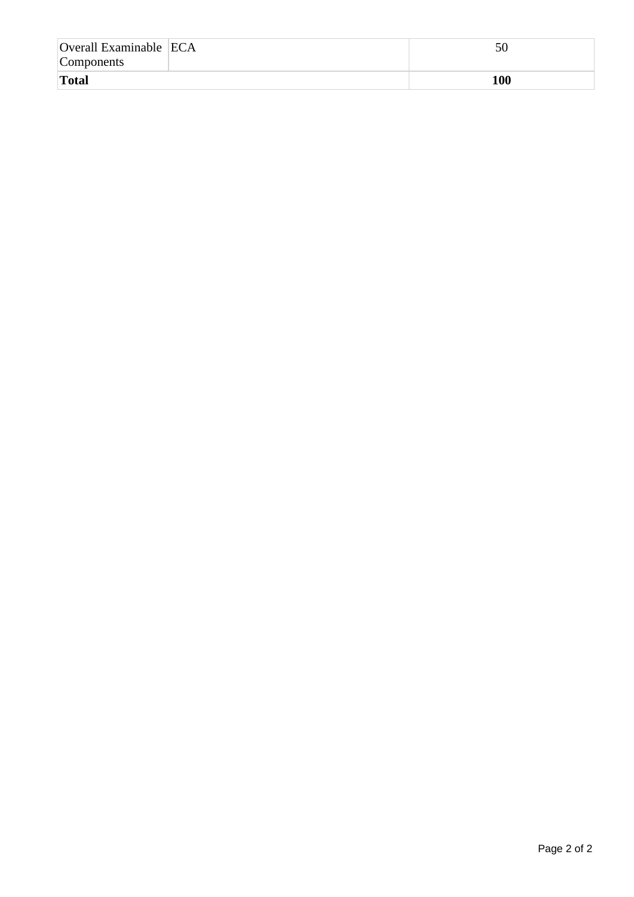| | | |
|---|---|---|
| Overall Examinable Components | ECA | 50 |
| **Total** | | **100** |